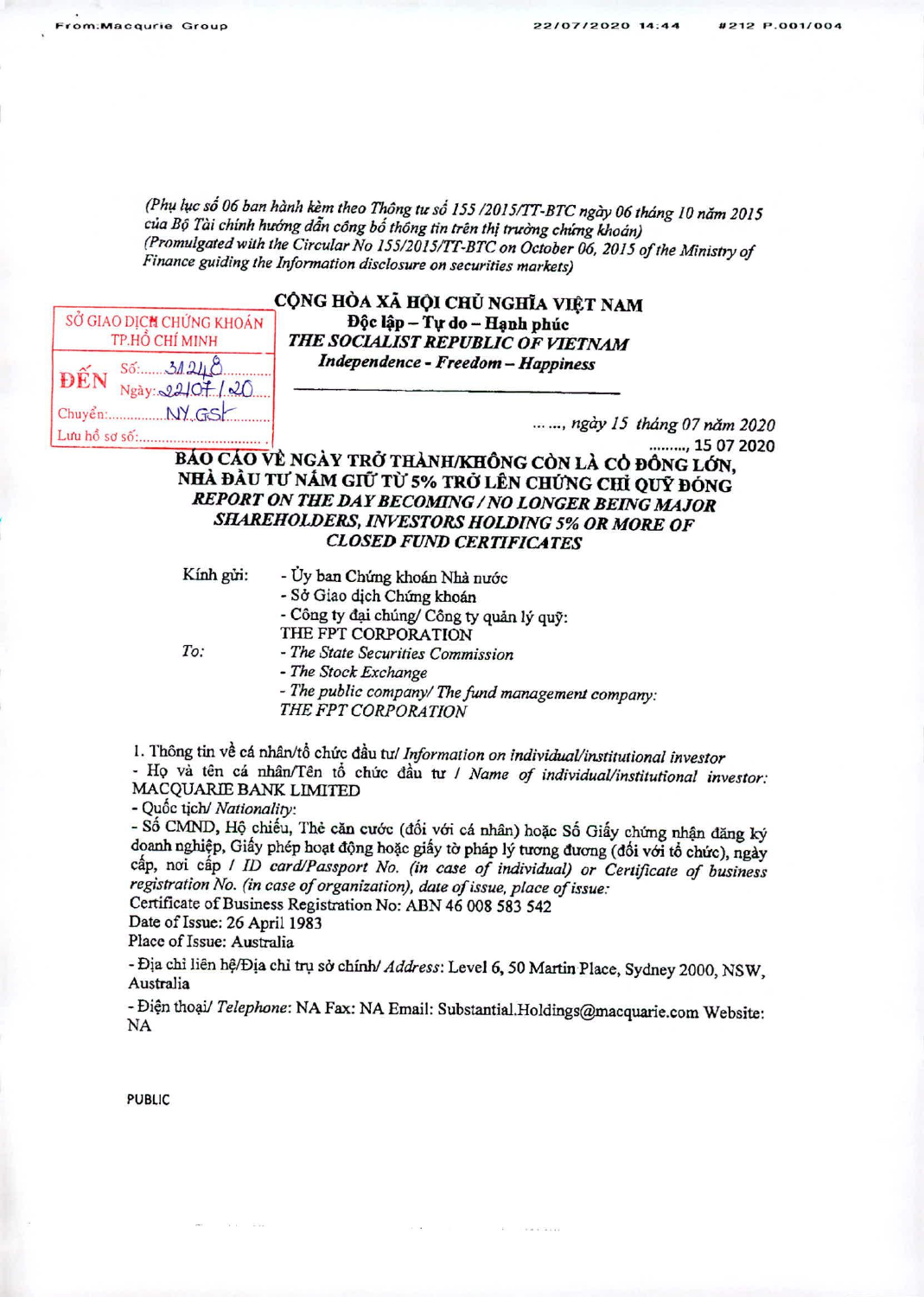(Phụ lục số 06 ban hành kèm theo Thông tư số 155 /2015/TT-BTC ngày 06 tháng 10 năm 2015 của Bộ Tài chính hướng dẫn công bố thông tin trên thị trường chứng khoán)
*(Promulgated with the Circular No 155/2015/TT-BTC on October 06, 2015 of the Ministry of Finance guiding the Information disclosure on securities markets)*

SỞ GIAO DỊCH CHỨNG KHOÁN TP.HỒ CHÍ MINH
ĐẾN Số: 31248 Ngày: 22/07/20
Chuyển: NY, GSK
Lưu hồ sơ số:

**CỘNG HÒA XÃ HỘI CHỦ NGHĨA VIỆT NAM**
**Độc lập – Tự do – Hạnh phúc**
***THE SOCIALIST REPUBLIC OF VIETNAM***
***Independence - Freedom – Happiness***

... ..., ngày 15 tháng 07 năm 2020
........., 15 07 2020

**BÁO CÁO VỀ NGÀY TRỞ THÀNH/KHÔNG CÒN LÀ CỔ ĐÔNG LỚN, NHÀ ĐẦU TƯ NẮM GIỮ TỪ 5% TRỞ LÊN CHỨNG CHỈ QUỸ ĐÓNG**
***REPORT ON THE DAY BECOMING / NO LONGER BEING MAJOR SHAREHOLDERS, INVESTORS HOLDING 5% OR MORE OF CLOSED FUND CERTIFICATES***

Kính gửi:
- Ủy ban Chứng khoán Nhà nước
- Sở Giao dịch Chứng khoán
- Công ty đại chúng/ Công ty quản lý quỹ: THE FPT CORPORATION

*To:*
- *The State Securities Commission*
- *The Stock Exchange*
- *The public company/ The fund management company: THE FPT CORPORATION*

1. Thông tin về cá nhân/tổ chức đầu tư/ *Information on individual/institutional investor*
- Họ và tên cá nhân/Tên tổ chức đầu tư / *Name of individual/institutional investor:* MACQUARIE BANK LIMITED
- Quốc tịch/ *Nationality:*
- Số CMND, Hộ chiếu, Thẻ căn cước (đối với cá nhân) hoặc Số Giấy chứng nhận đăng ký doanh nghiệp, Giấy phép hoạt động hoặc giấy tờ pháp lý tương đương (đối với tổ chức), ngày cấp, nơi cấp / *ID card/Passport No. (in case of individual) or Certificate of business registration No. (in case of organization), date of issue, place of issue:*
Certificate of Business Registration No: ABN 46 008 583 542
Date of Issue: 26 April 1983
Place of Issue: Australia
- Địa chỉ liên hệ/Địa chỉ trụ sở chính/ *Address*: Level 6, 50 Martin Place, Sydney 2000, NSW, Australia
- Điện thoại/ *Telephone*: NA Fax: NA Email: Substantial.Holdings@macquarie.com Website: NA

PUBLIC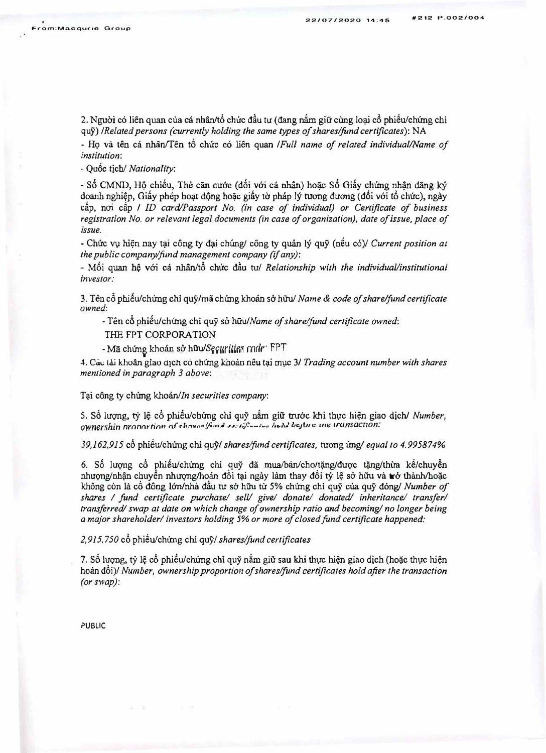2. Người có liên quan của cá nhân/tổ chức đầu tư (đang nắm giữ cùng loại cổ phiếu/chứng chỉ quỹ) /*Related persons (currently holding the same types of shares/fund certificates)*: NA

- Họ và tên cá nhân/Tên tổ chức có liên quan /*Full name of related individual/Name of institution*:

- Quốc tịch/ *Nationality*:

- Số CMND, Hộ chiếu, Thẻ căn cước (đối với cá nhân) hoặc Số Giấy chứng nhận đăng ký doanh nghiệp, Giấy phép hoạt động hoặc giấy tờ pháp lý tương đương (đối với tổ chức), ngày cấp, nơi cấp / *ID card/Passport No. (in case of individual) or Certificate of business registration No. or relevant legal documents (in case of organization), date of issue, place of issue.*

- Chức vụ hiện nay tại công ty đại chúng/ công ty quản lý quỹ (nếu có)/ *Current position at the public company/fund management company (if any)*:

- Mối quan hệ với cá nhân/tổ chức đầu tư/ *Relationship with the individual/institutional investor:*

3. Tên cổ phiếu/chứng chỉ quỹ/mã chứng khoán sở hữu/ *Name & code of share/fund certificate owned*:

- Tên cổ phiếu/chứng chỉ quỹ sở hữu/*Name of share/fund certificate owned*:

THE FPT CORPORATION

- Mã chứng khoán sở hữu/*Securities code*: FPT

4. Các tài khoản giao dịch có chứng khoán nêu tại mục 3/ *Trading account number with shares mentioned in paragraph 3 above*:

Tại công ty chứng khoán/*In securities company*:

5. Số lượng, tỷ lệ cổ phiếu/chứng chỉ quỹ nắm giữ trước khi thực hiện giao dịch/ *Number, ownership proportion of shares/fund certificates held before the transaction:*

*39,162,915* cổ phiếu/chứng chỉ quỹ/ *shares/fund certificates*, tương ứng/ *equal to 4.995874%*

6. Số lượng cổ phiếu/chứng chỉ quỹ đã mua/bán/cho/tặng/được tặng/thừa kế/chuyển nhượng/nhận chuyển nhượng/hoán đổi tại ngày làm thay đổi tỷ lệ sở hữu và trở thành/hoặc không còn là cổ đông lớn/nhà đầu tư sở hữu từ 5% chứng chỉ quỹ của quỹ đóng/ *Number of shares / fund certificate purchase/ sell/ give/ donate/ donated/ inheritance/ transfer/ transferred/ swap at date on which change of ownership ratio and becoming/ no longer being a major shareholder/ investors holding 5% or more of closed fund certificate happened:*

*2,915,750* cổ phiếu/chứng chỉ quỹ/ *shares/fund certificates*

7. Số lượng, tỷ lệ cổ phiếu/chứng chỉ quỹ nắm giữ sau khi thực hiện giao dịch (hoặc thực hiện hoán đổi)/ *Number, ownership proportion of shares/fund certificates hold after the transaction (or swap)*:

PUBLIC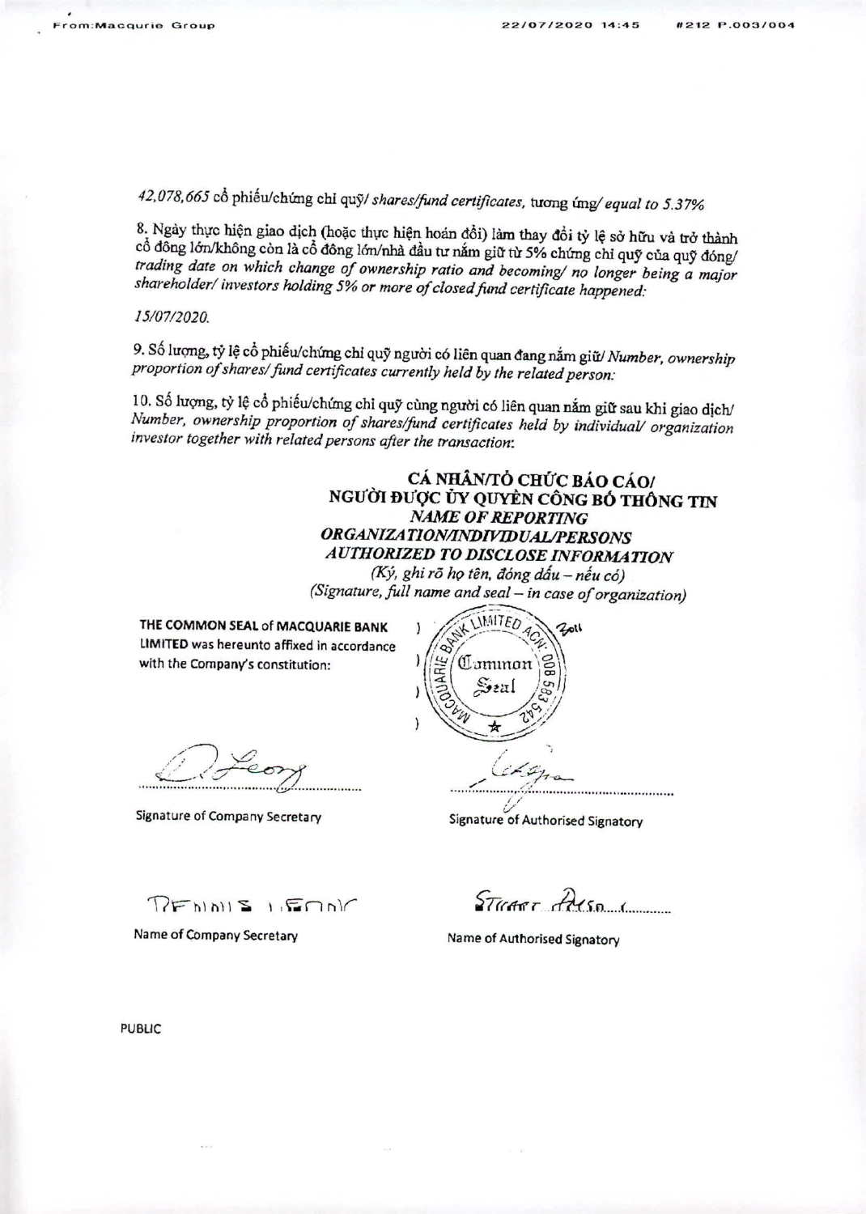*42,078,665* cổ phiếu/chứng chỉ quỹ/ *shares/fund certificates*, tương ứng/ *equal to 5.37%*

8. Ngày thực hiện giao dịch (hoặc thực hiện hoán đổi) làm thay đổi tỷ lệ sở hữu và trở thành cổ đông lớn/không còn là cổ đông lớn/nhà đầu tư nắm giữ từ 5% chứng chỉ quỹ của quỹ đóng/ *trading date on which change of ownership ratio and becoming/ no longer being a major shareholder/ investors holding 5% or more of closed fund certificate happened:*

*15/07/2020.*

9. Số lượng, tỷ lệ cổ phiếu/chứng chỉ quỹ người có liên quan đang nắm giữ/ *Number, ownership proportion of shares/ fund certificates currently held by the related person:*

10. Số lượng, tỷ lệ cổ phiếu/chứng chỉ quỹ cùng người có liên quan nắm giữ sau khi giao dịch/ *Number, ownership proportion of shares/fund certificates held by individual/ organization investor together with related persons after the transaction:*

**CÁ NHÂN/TỔ CHỨC BÁO CÁO/**
**NGƯỜI ĐƯỢC ỦY QUYỀN CÔNG BỐ THÔNG TIN**
***NAME OF REPORTING ORGANIZATION/INDIVIDUAL/PERSONS AUTHORIZED TO DISCLOSE INFORMATION***
*(Ký, ghi rõ họ tên, đóng dấu – nếu có)*
*(Signature, full name and seal – in case of organization)*

**THE COMMON SEAL** of **MACQUARIE BANK LIMITED** was hereunto affixed in accordance with the Company's constitution:

Signature of Company Secretary

Signature of Authorised Signatory

DENNIS LEONG

Name of Company Secretary

STUART ALLSO...

Name of Authorised Signatory

PUBLIC